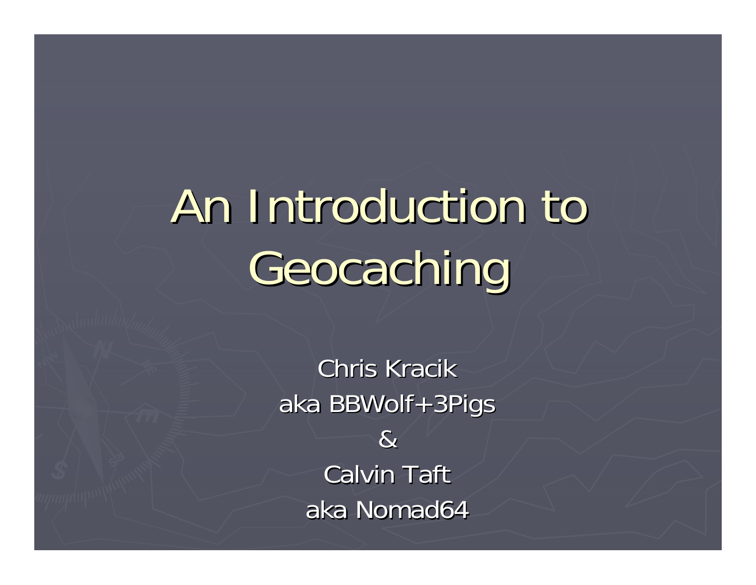# An Introduction to Geocaching

Chris Kracik

aka BBWolf+3Pigs

&

Calvin Taft

aka Nomad64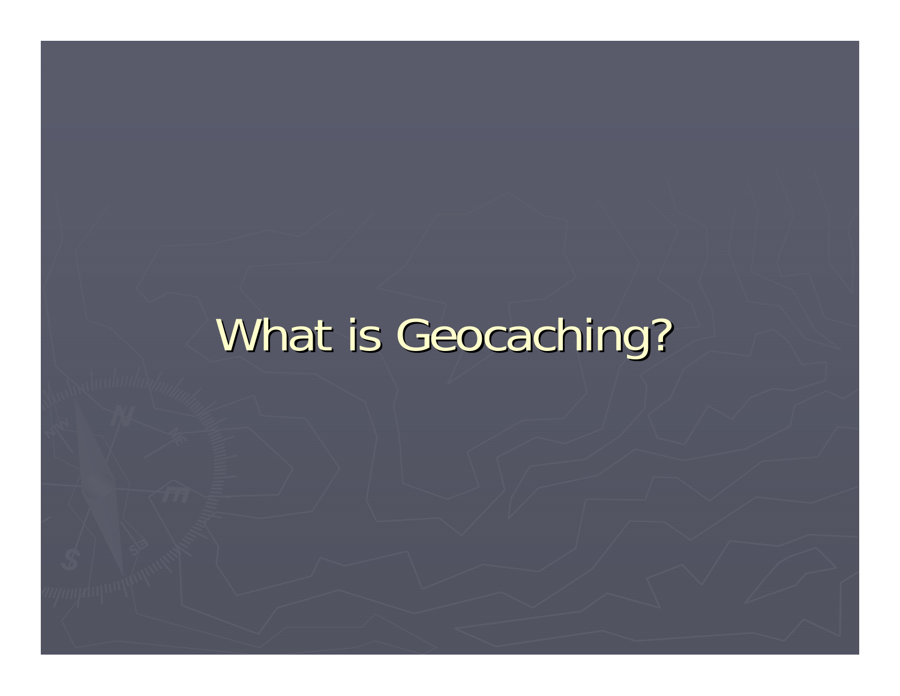# What is Geocaching?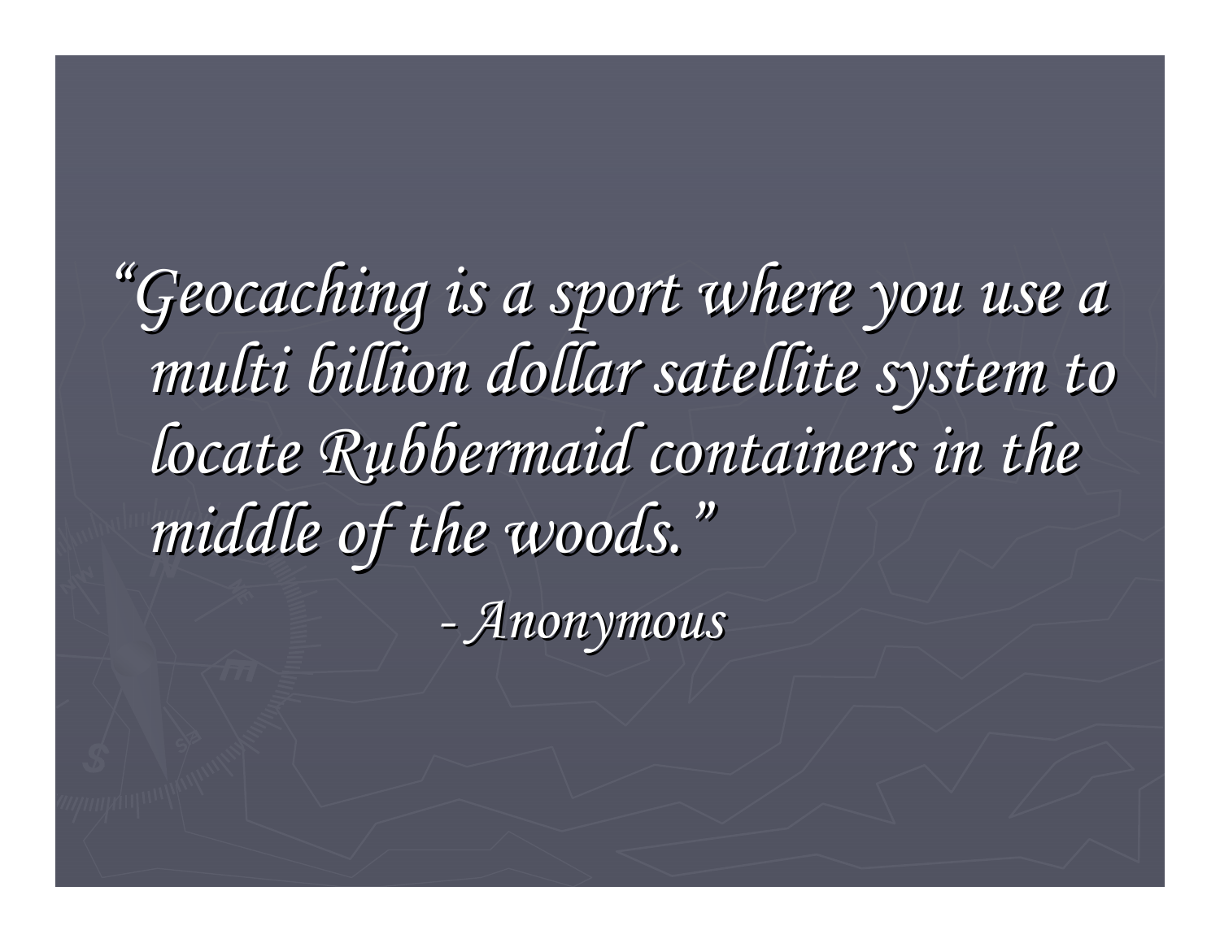*"Geocaching is a sport where you use a multi billion dollar satellite system to locate Rubbermaid containers in the middle of the woods."*

*- Anonymous*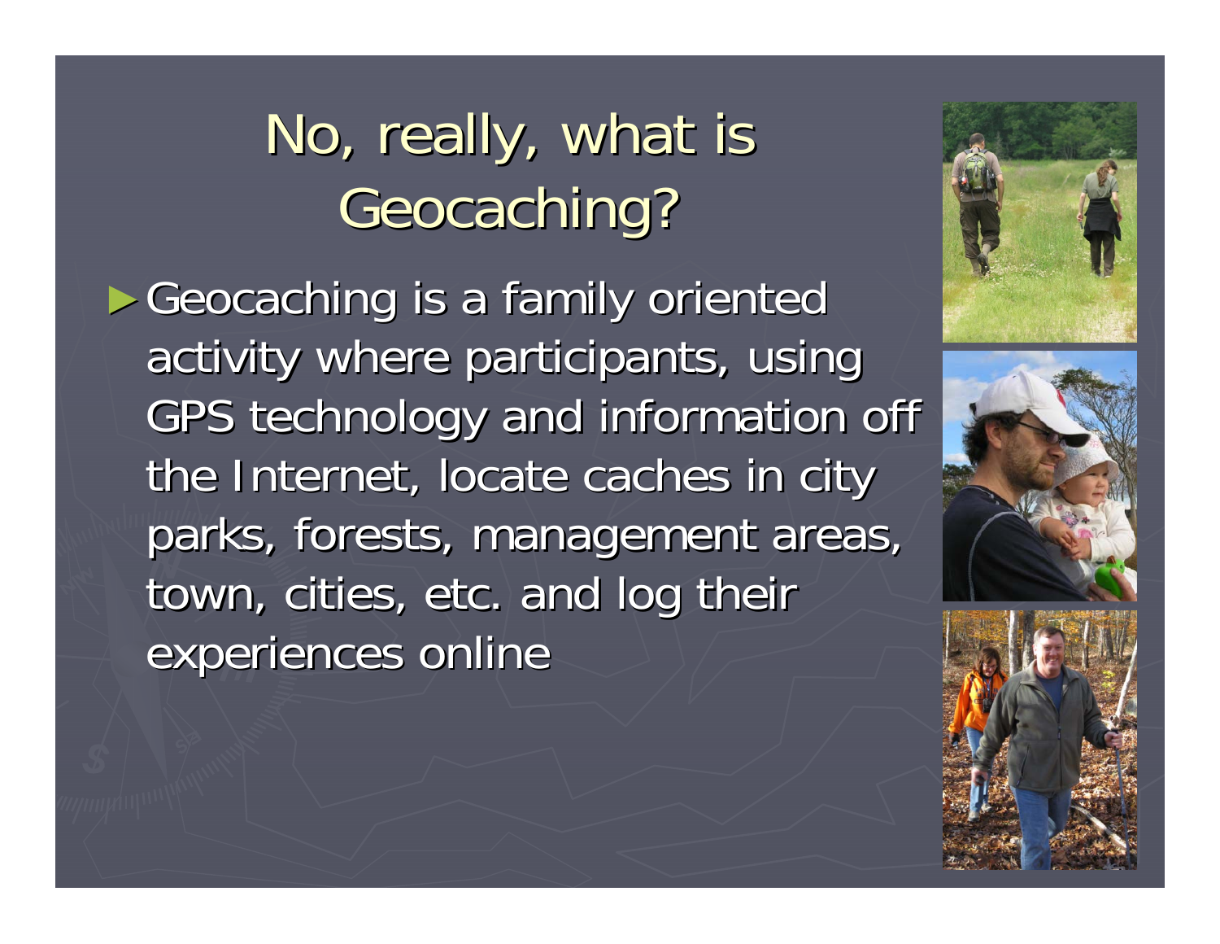# No, really, what is Geocaching?

- Geocaching is a family oriented activity where participants, using GPS technology and information off the Internet, locate caches in city parks, forests, management areas, town, cities, etc. and log their experiences online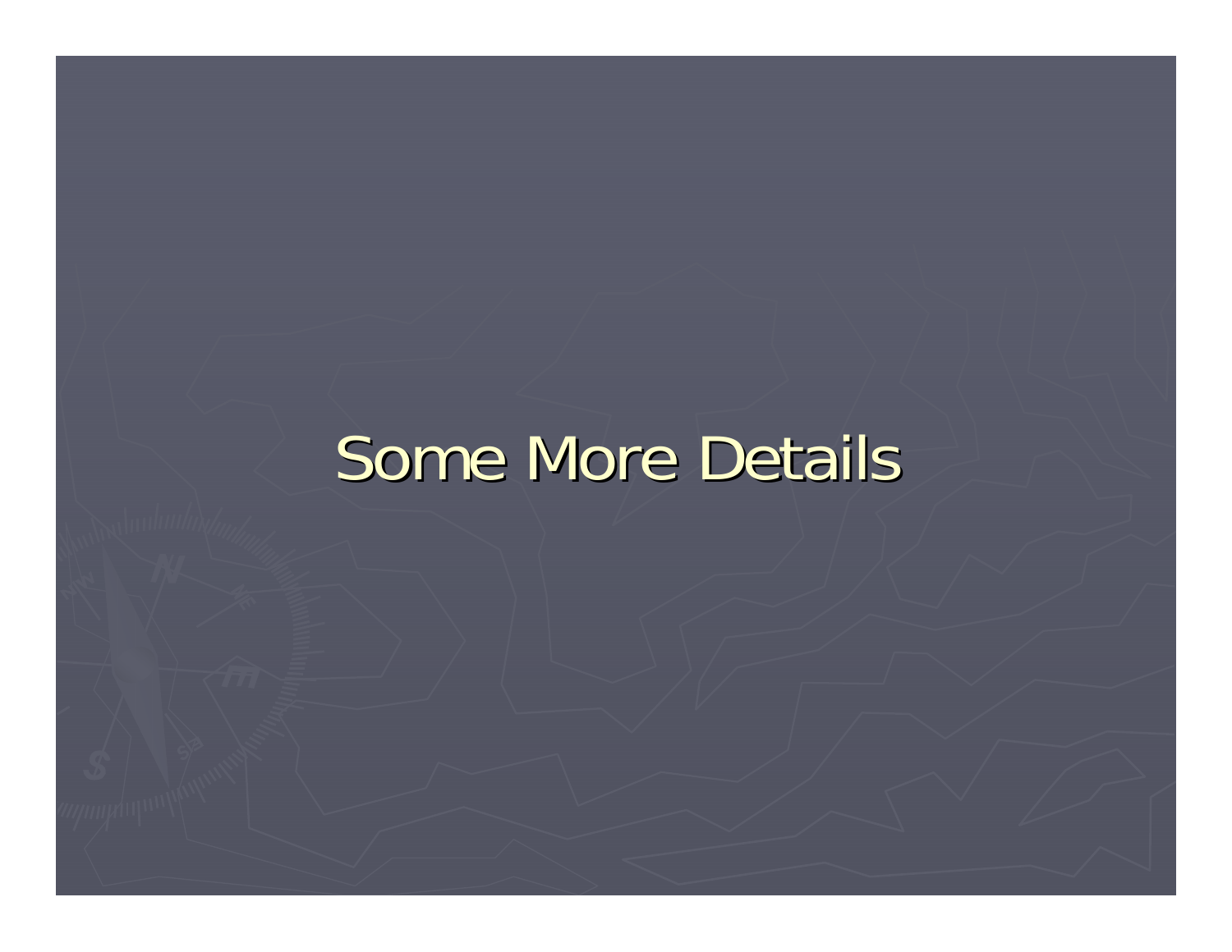# Some More Details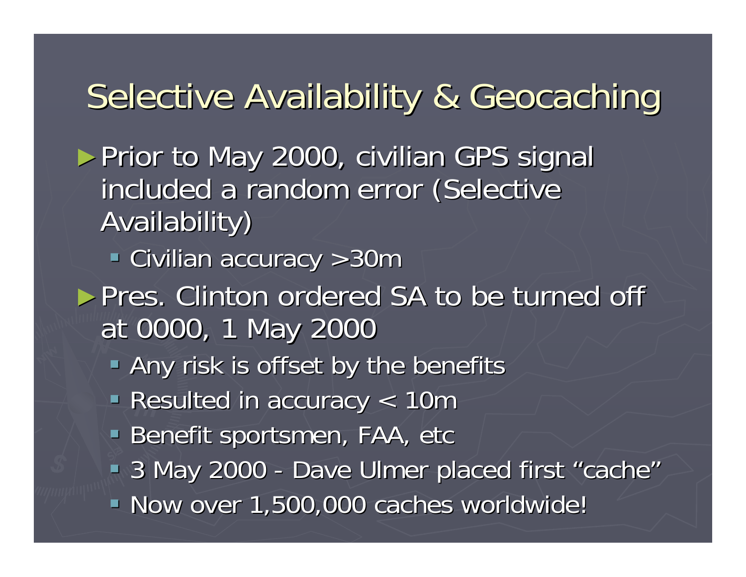# Selective Availability & Geocaching

- Prior to May 2000, civilian GPS signal included a random error (Selective Availability)
  - Civilian accuracy >30m
- Pres. Clinton ordered SA to be turned off at 0000, 1 May 2000
  - Any risk is offset by the benefits
  - Resulted in accuracy < 10m
  - Benefit sportsmen, FAA, etc
  - 3 May 2000 - Dave Ulmer placed first "cache"
  - Now over 1,500,000 caches worldwide!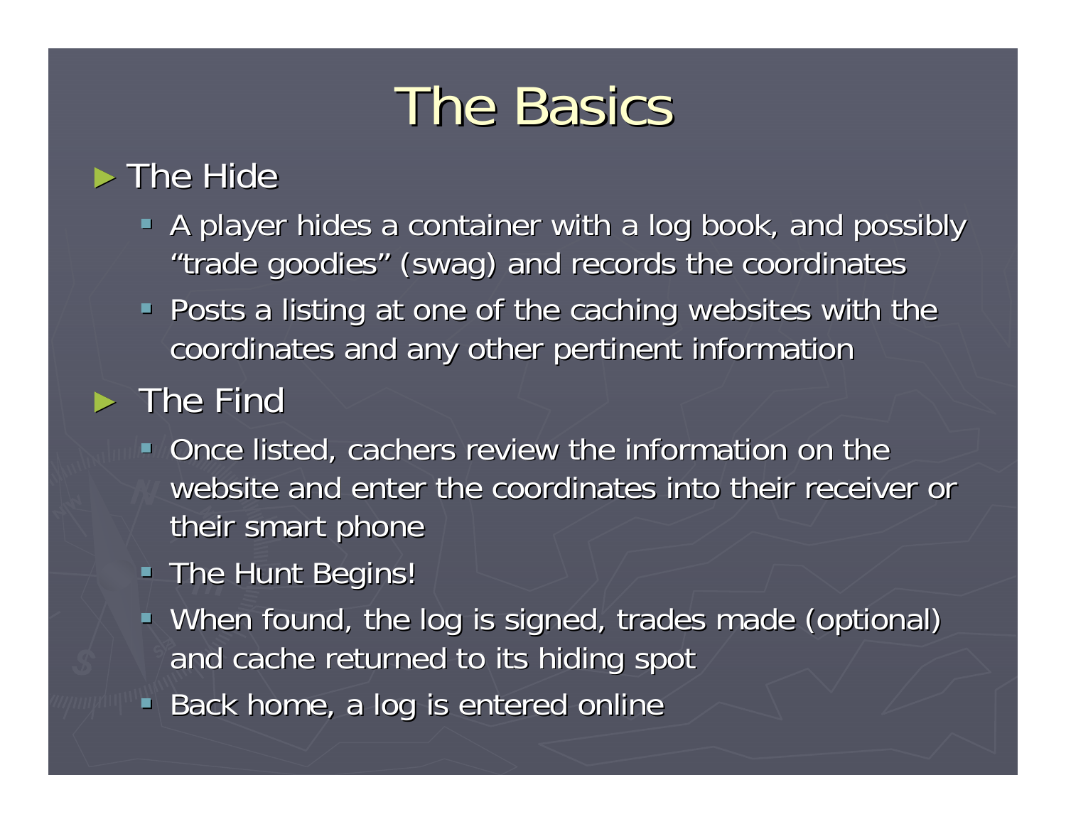# The Basics

- The Hide
  - A player hides a container with a log book, and possibly "trade goodies" (swag) and records the coordinates
  - Posts a listing at one of the caching websites with the coordinates and any other pertinent information
- The Find
  - Once listed, cachers review the information on the website and enter the coordinates into their receiver or their smart phone
  - The Hunt Begins!
  - When found, the log is signed, trades made (optional) and cache returned to its hiding spot
  - Back home, a log is entered online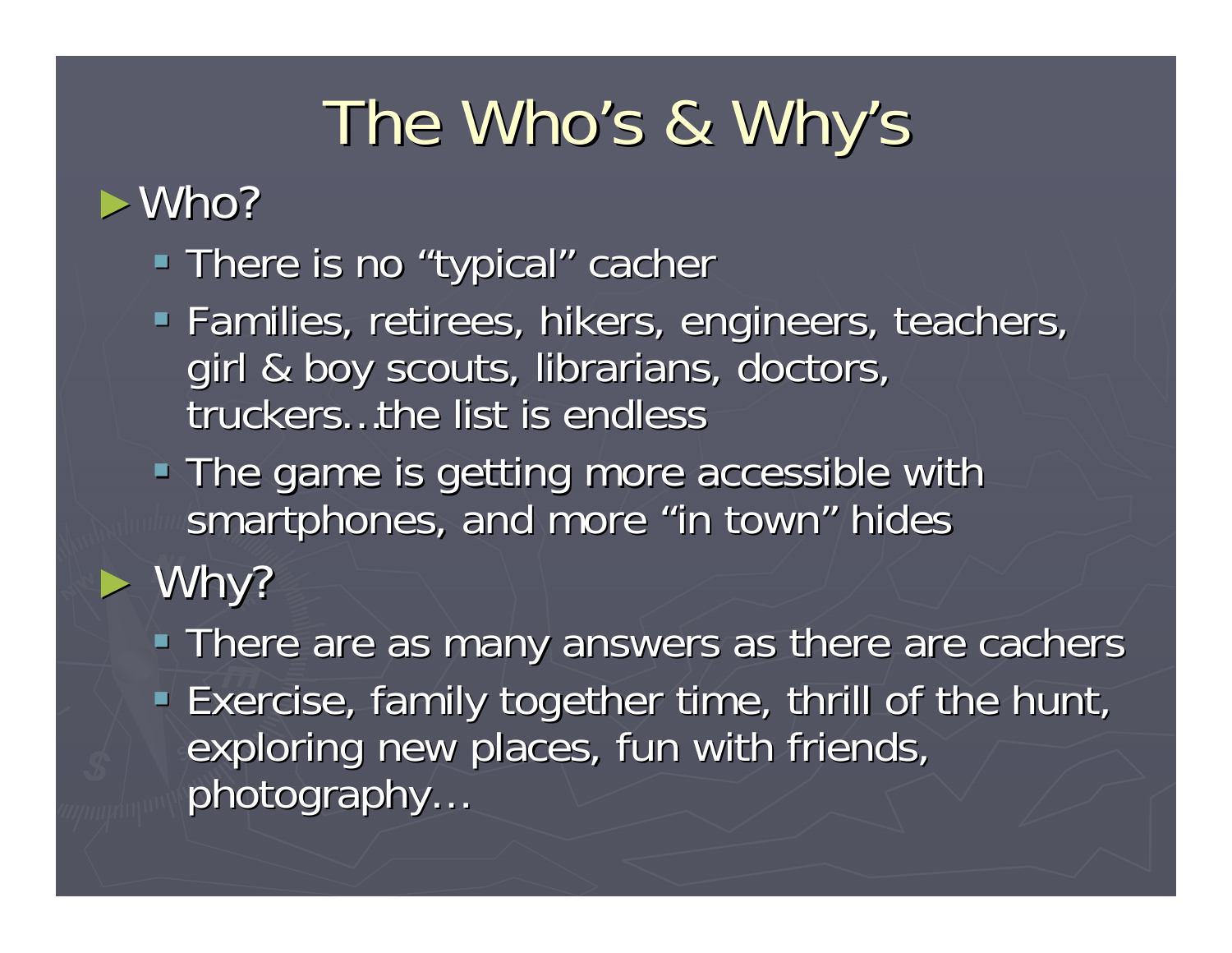# The Who's & Why's

- Who?
  - There is no "typical" cacher
  - Families, retirees, hikers, engineers, teachers, girl & boy scouts, librarians, doctors, truckers…the list is endless
  - The game is getting more accessible with smartphones, and more "in town" hides
- Why?
  - There are as many answers as there are cachers
  - Exercise, family together time, thrill of the hunt, exploring new places, fun with friends, photography…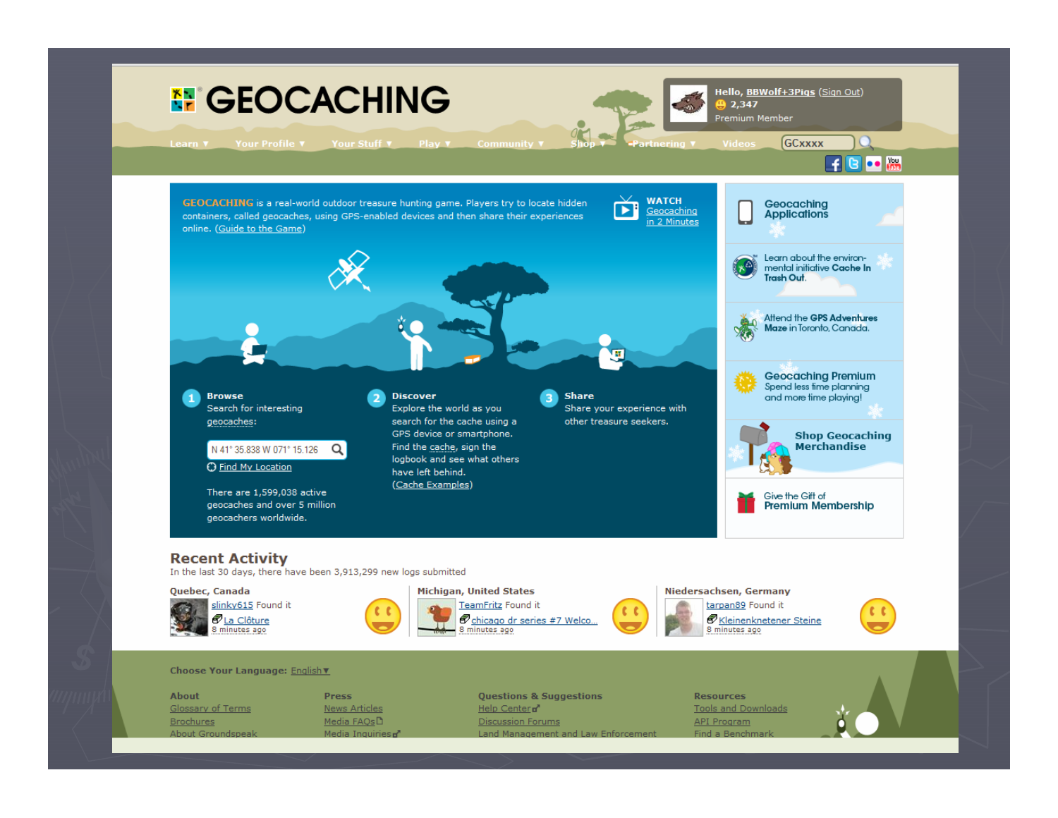# GEOCACHING

Hello, BBWolf+3Pigs (Sign Out)
2,347
Premium Member

Learn ▼ | Your Profile ▼ | Your Stuff ▼ | Play ▼ | Community ▼ | Shop ▼ | Partnering ▼ | Videos

GCxxxx

GEOCACHING is a real-world outdoor treasure hunting game. Players try to locate hidden containers, called geocaches, using GPS-enabled devices and then share their experiences online. (Guide to the Game)

WATCH
Geocaching in 2 Minutes

**1 Browse**
Search for interesting geocaches:

N 41° 35.838 W 071° 15.126

Find My Location

There are 1,599,038 active geocaches and over 5 million geocachers worldwide.

**2 Discover**
Explore the world as you search for the cache using a GPS device or smartphone. Find the cache, sign the logbook and see what others have left behind. (Cache Examples)

**3 Share**
Share your experience with other treasure seekers.

**Geocaching Applications**

Learn about the environmental initiative **Cache In Trash Out.**

Attend the **GPS Adventures Maze** in Toronto, Canada.

**Geocaching Premium**
Spend less time planning and more time playing!

**Shop Geocaching Merchandise**

Give the Gift of **Premium Membership**

## Recent Activity

In the last 30 days, there have been 3,913,299 new logs submitted

**Quebec, Canada**
slinky615 Found it
La Clôture
8 minutes ago

**Michigan, United States**
TeamFritz Found it
chicago dr series #7 Welco...
8 minutes ago

**Niedersachsen, Germany**
tarpan89 Found it
Kleinenknetener Steine
8 minutes ago

Choose Your Language: English ▼

**About**
Glossary of Terms
Brochures
About Groundspeak

**Press**
News Articles
Media FAQs
Media Inquiries

**Questions & Suggestions**
Help Center
Discussion Forums
Land Management and Law Enforcement

**Resources**
Tools and Downloads
API Program
Find a Benchmark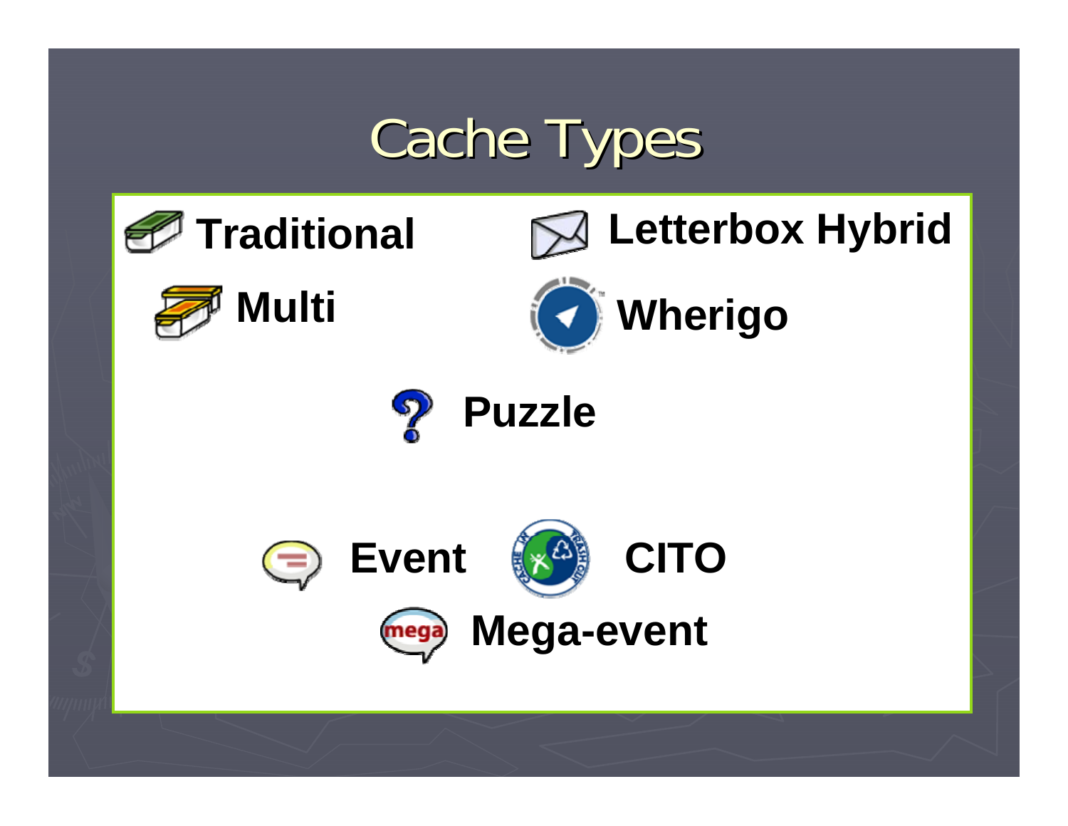# Cache Types

- Traditional
- Multi
- Letterbox Hybrid
- Wherigo
- Puzzle
- Event
- CITO
- Mega-event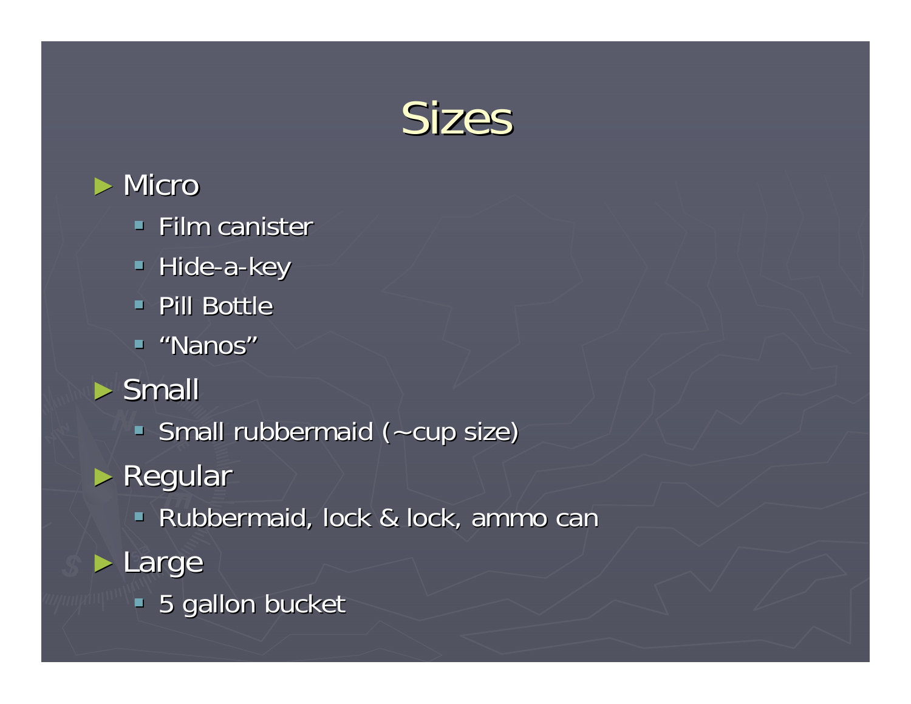# Sizes

- Micro
  - Film canister
  - Hide-a-key
  - Pill Bottle
  - “Nanos”
- Small
  - Small rubbermaid (~cup size)
- Regular
  - Rubbermaid, lock & lock, ammo can
- Large
  - 5 gallon bucket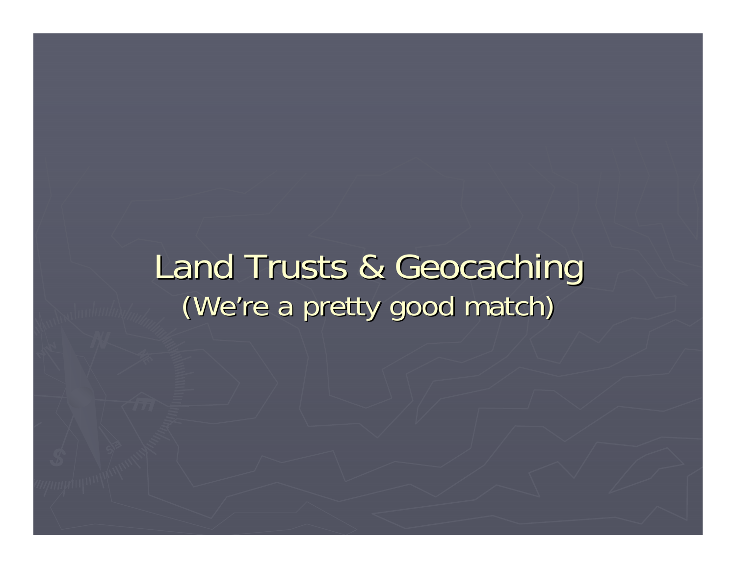# Land Trusts & Geocaching

(We're a pretty good match)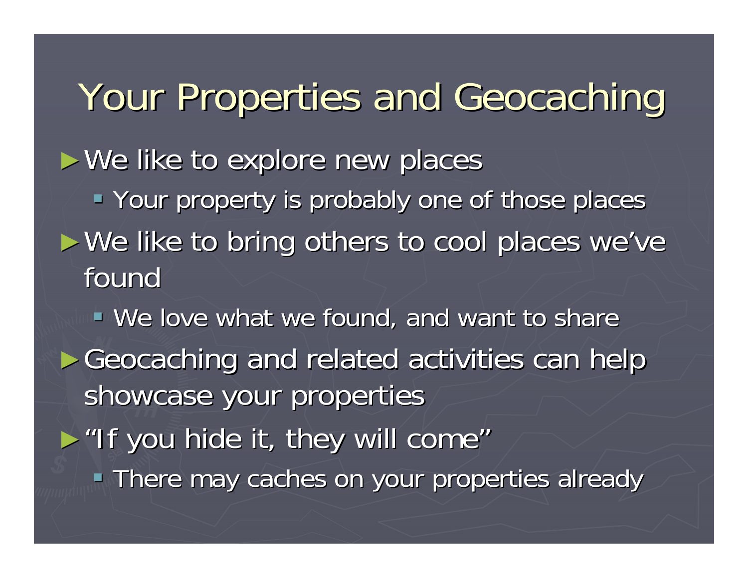# Your Properties and Geocaching

- We like to explore new places
  - Your property is probably one of those places
- We like to bring others to cool places we've found
  - We love what we found, and want to share
- Geocaching and related activities can help showcase your properties
- "If you hide it, they will come"
  - There may caches on your properties already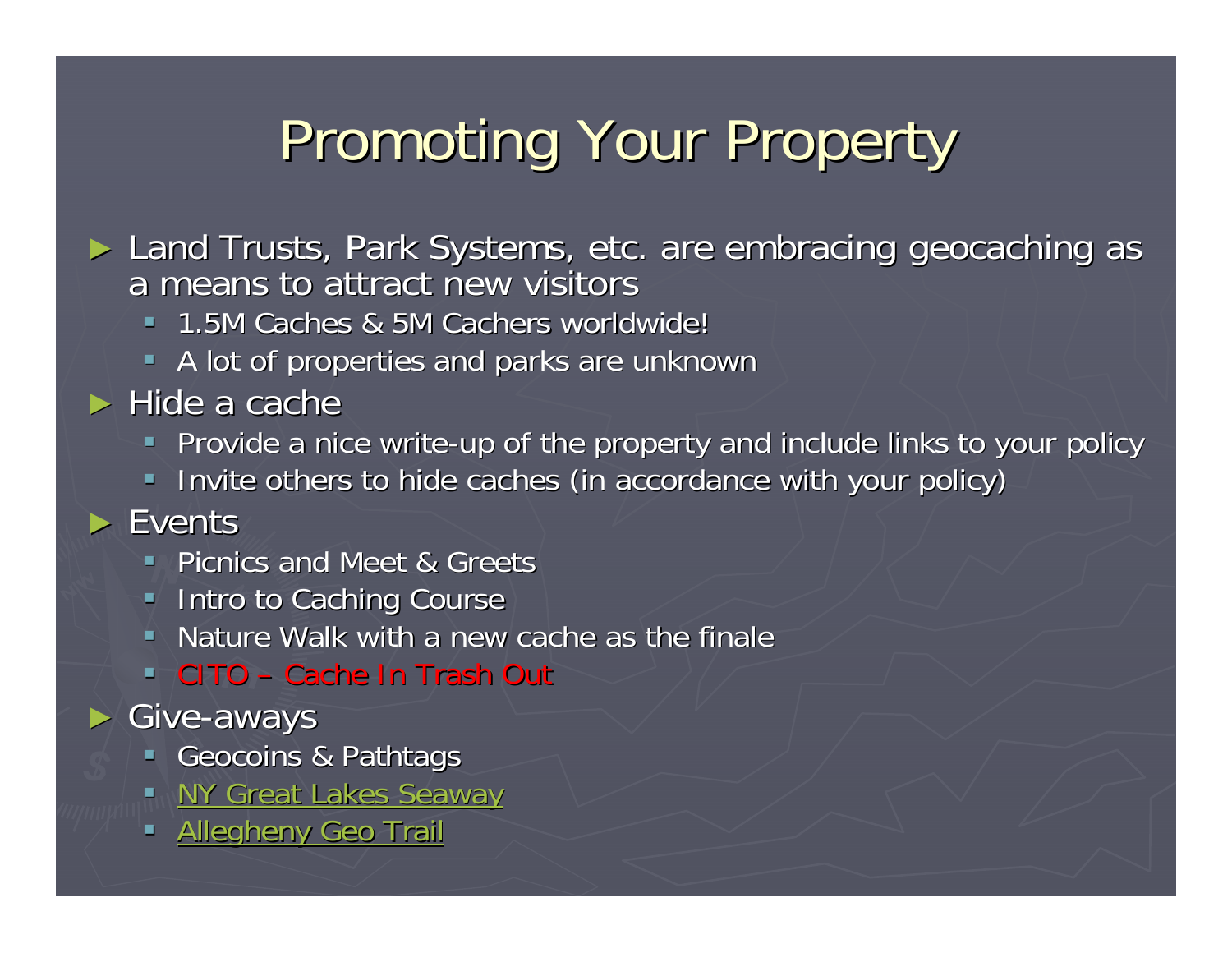# Promoting Your Property

- Land Trusts, Park Systems, etc. are embracing geocaching as a means to attract new visitors
  - 1.5M Caches & 5M Cachers worldwide!
  - A lot of properties and parks are unknown
- Hide a cache
  - Provide a nice write-up of the property and include links to your policy
  - Invite others to hide caches (in accordance with your policy)
- Events
  - Picnics and Meet & Greets
  - Intro to Caching Course
  - Nature Walk with a new cache as the finale
  - CITO – Cache In Trash Out
- Give-aways
  - Geocoins & Pathtags
  - NY Great Lakes Seaway
  - Allegheny Geo Trail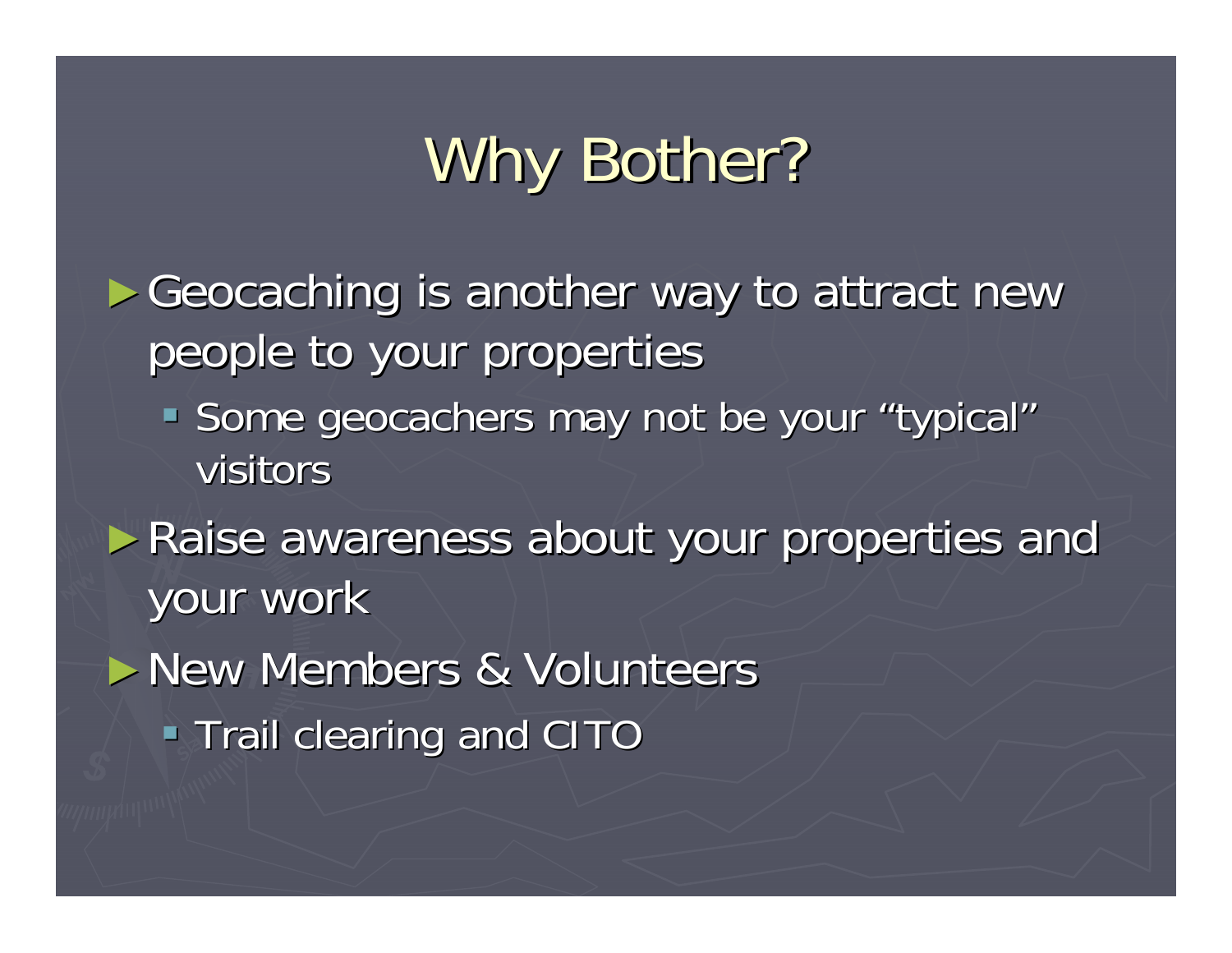# Why Bother?

- Geocaching is another way to attract new people to your properties
  - Some geocachers may not be your "typical" visitors
- Raise awareness about your properties and your work
- New Members & Volunteers
  - Trail clearing and CITO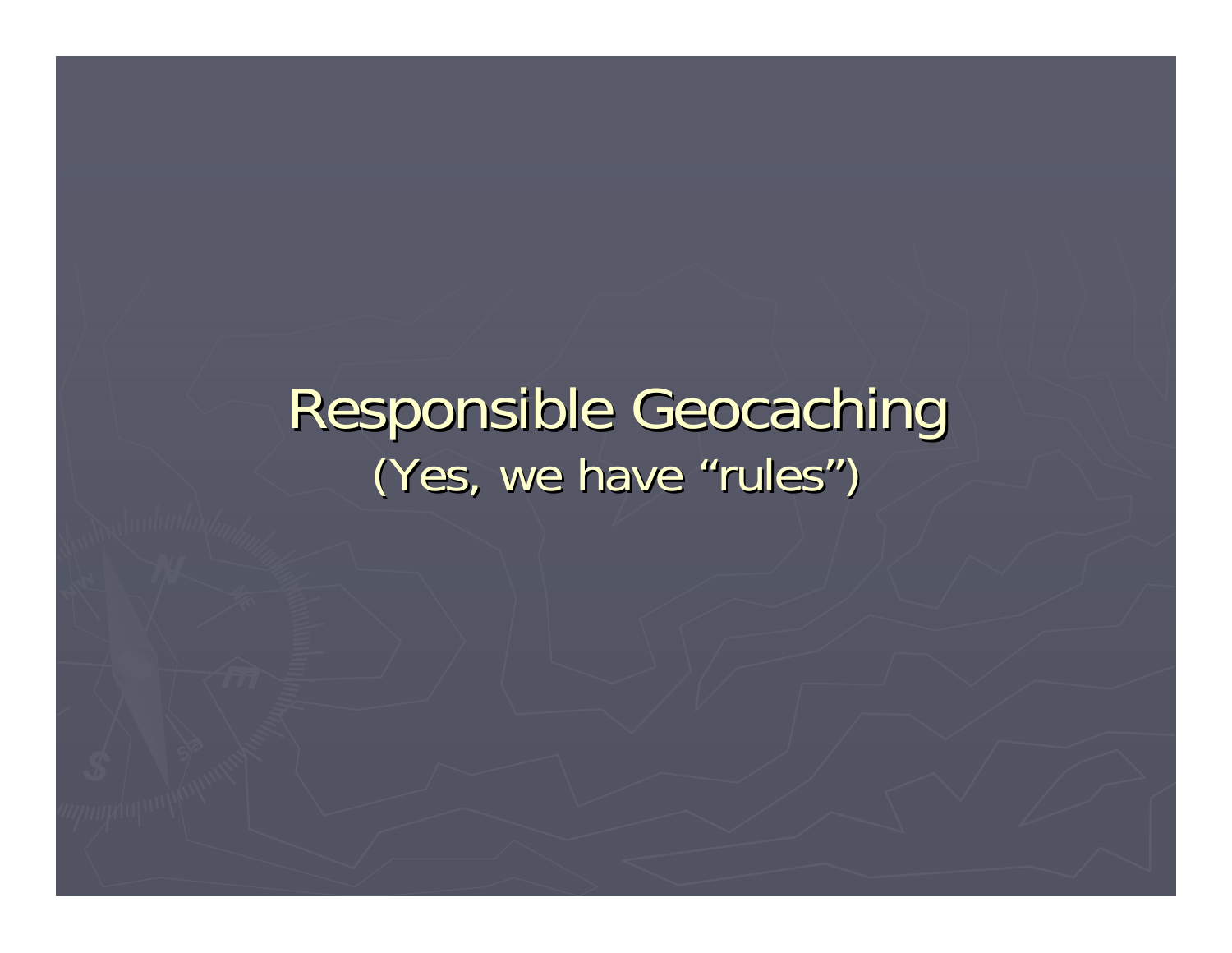# Responsible Geocaching

(Yes, we have "rules")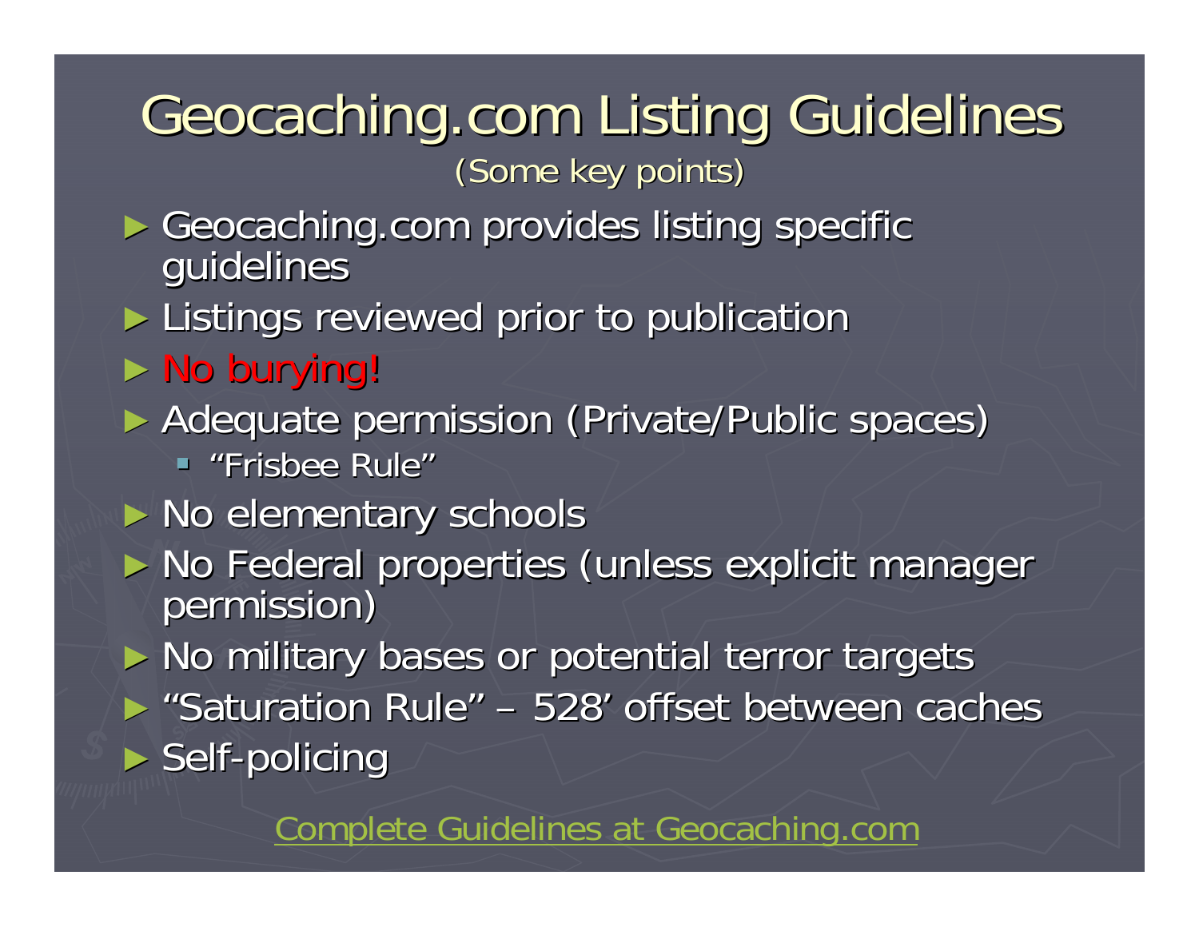# Geocaching.com Listing Guidelines

(Some key points)

- Geocaching.com provides listing specific guidelines
- Listings reviewed prior to publication
- No burying!
- Adequate permission (Private/Public spaces)
  - "Frisbee Rule"
- No elementary schools
- No Federal properties (unless explicit manager permission)
- No military bases or potential terror targets
- "Saturation Rule" – 528' offset between caches
- Self-policing

Complete Guidelines at Geocaching.com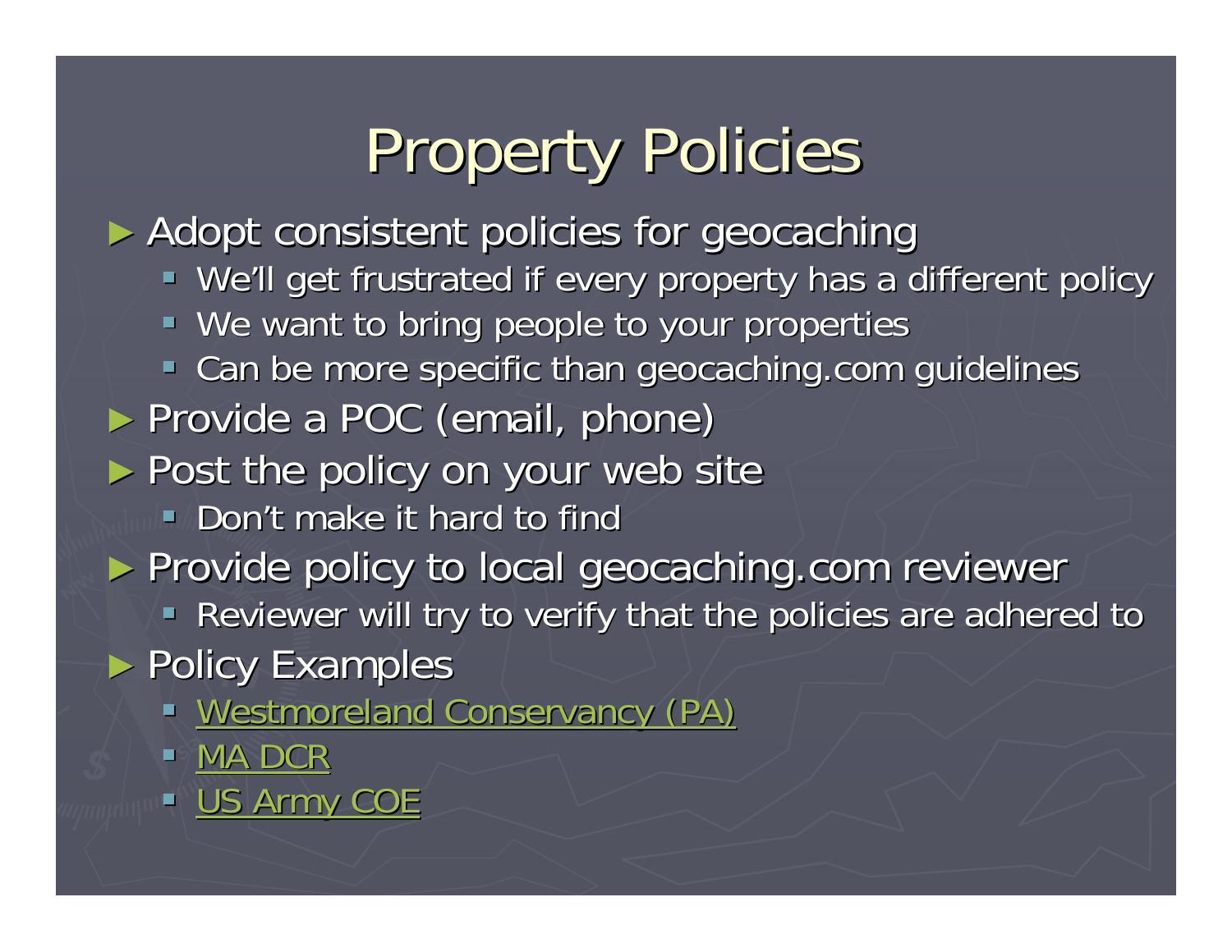# Property Policies

- Adopt consistent policies for geocaching
  - We'll get frustrated if every property has a different policy
  - We want to bring people to your properties
  - Can be more specific than geocaching.com guidelines
- Provide a POC (email, phone)
- Post the policy on your web site
  - Don't make it hard to find
- Provide policy to local geocaching.com reviewer
  - Reviewer will try to verify that the policies are adhered to
- Policy Examples
  - Westmoreland Conservancy (PA)
  - MA DCR
  - US Army COE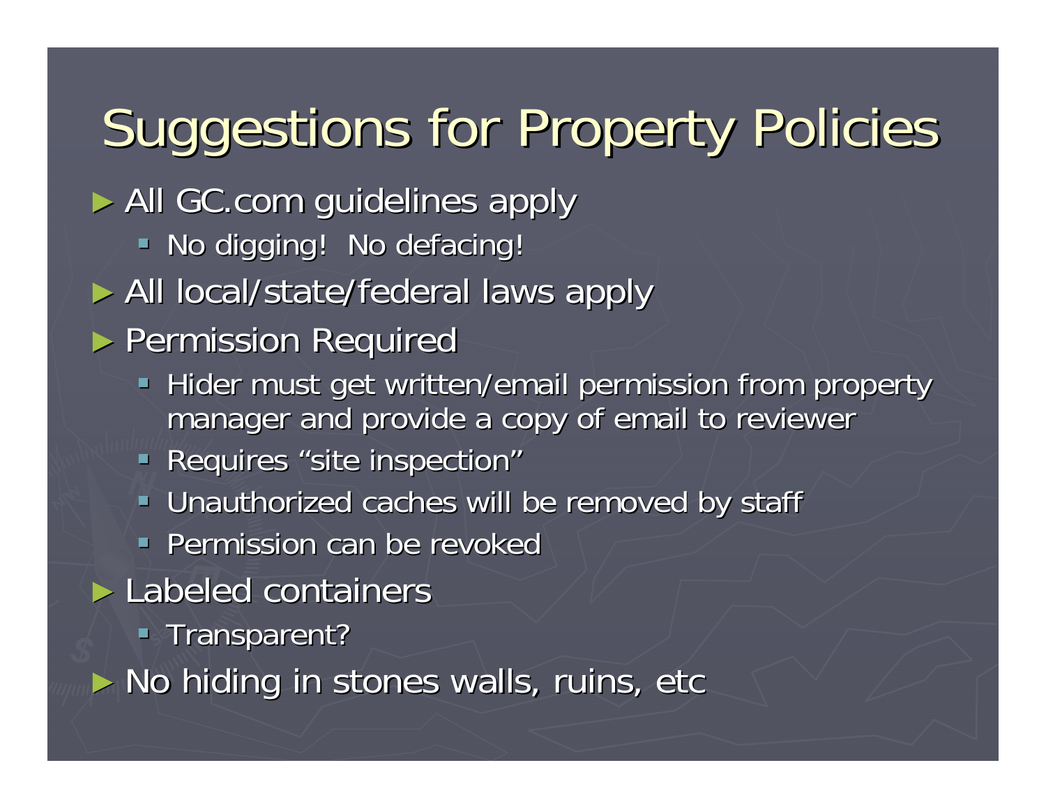# Suggestions for Property Policies

- All GC.com guidelines apply
  - No digging!  No defacing!
- All local/state/federal laws apply
- Permission Required
  - Hider must get written/email permission from property manager and provide a copy of email to reviewer
  - Requires “site inspection”
  - Unauthorized caches will be removed by staff
  - Permission can be revoked
- Labeled containers
  - Transparent?
- No hiding in stones walls, ruins, etc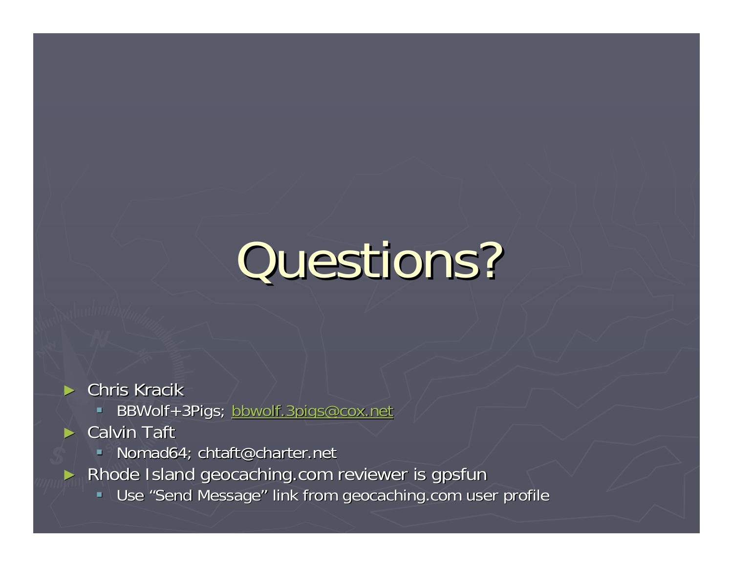# Questions?

- Chris Kracik
  - BBWolf+3Pigs; bbwolf.3pigs@cox.net
- Calvin Taft
  - Nomad64; chtaft@charter.net
- Rhode Island geocaching.com reviewer is gpsfun
  - Use “Send Message” link from geocaching.com user profile